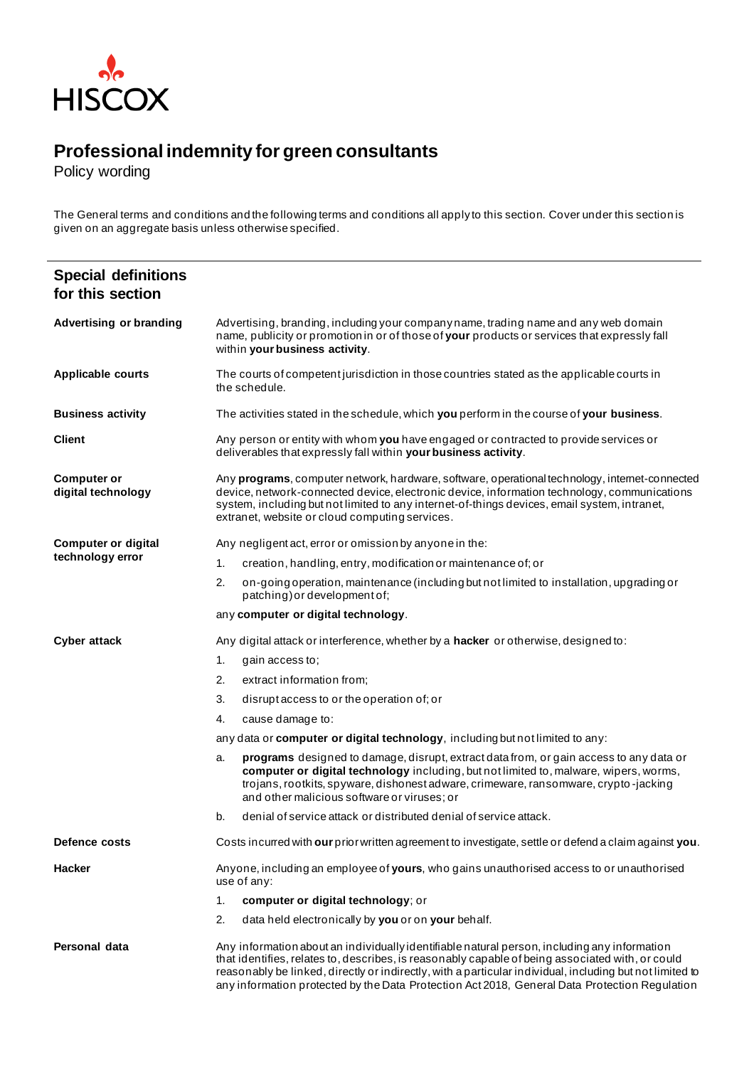HISCOX

# Professional indemnity for green consultants

Policy wording

The General terms and conditions and the following terms and conditions all apply to this section. Cover under this section is given on an aggregate basis unless otherwise specified.

## Special definitions for this section

**Advertising or branding**

Advertising, branding, including your company name, trading name and any web domain name, publicity or promotion in or of those of **your** products or services that expressly fall within **your business activity**.

**Applicable courts**

The courts of competent jurisdiction in those countries stated as the applicable courts in the schedule.

**Business activity**

The activities stated in the schedule, which **you** perform in the course of **your business**.

**Client**

Any person or entity with whom **you** have engaged or contracted to provide services or deliverables that expressly fall within **your business activity**.

**Computer or digital technology**

Any **programs**, computer network, hardware, software, operational technology, internet-connected device, network-connected device, electronic device, information technology, communications system, including but not limited to any internet-of-things devices, email system, intranet, extranet, website or cloud computing services.

**Computer or digital technology error**

Any negligent act, error or omission by anyone in the:

1. creation, handling, entry, modification or maintenance of; or
2. on-going operation, maintenance (including but not limited to installation, upgrading or patching) or development of;

any **computer or digital technology**.

**Cyber attack**

Any digital attack or interference, whether by a **hacker** or otherwise, designed to:

1. gain access to;
2. extract information from;
3. disrupt access to or the operation of; or
4. cause damage to:

any data or **computer or digital technology**, including but not limited to any:

a. **programs** designed to damage, disrupt, extract data from, or gain access to any data or **computer or digital technology** including, but not limited to, malware, wipers, worms, trojans, rootkits, spyware, dishonest adware, crimeware, ransomware, crypto-jacking and other malicious software or viruses; or
b. denial of service attack or distributed denial of service attack.

**Defence costs**

Costs incurred with **our** prior written agreement to investigate, settle or defend a claim against **you**.

**Hacker**

Anyone, including an employee of **yours**, who gains unauthorised access to or unauthorised use of any:

1. **computer or digital technology**; or
2. data held electronically by **you** or on **your** behalf.

**Personal data**

Any information about an individually identifiable natural person, including any information that identifies, relates to, describes, is reasonably capable of being associated with, or could reasonably be linked, directly or indirectly, with a particular individual, including but not limited to any information protected by the Data Protection Act 2018, General Data Protection Regulation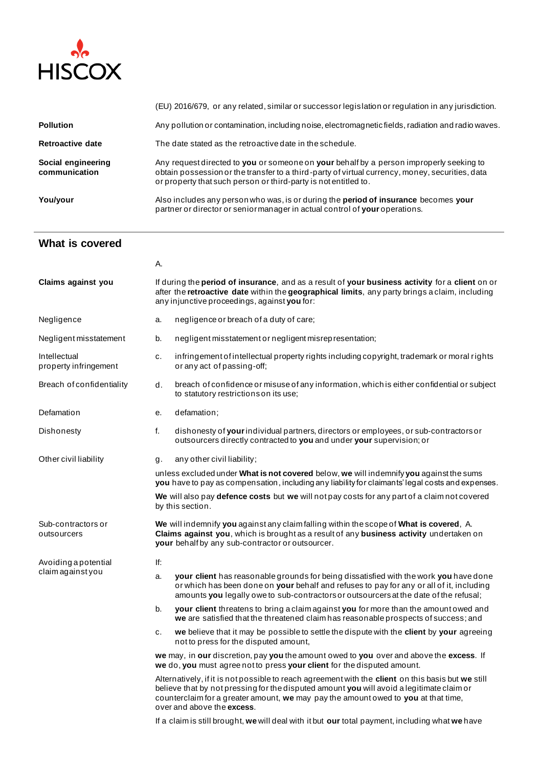| | |
|---|---|
| | (EU) 2016/679, or any related, similar or successor legislation or regulation in any jurisdiction. |
| **Pollution** | Any pollution or contamination, including noise, electromagnetic fields, radiation and radio waves. |
| **Retroactive date** | The date stated as the retroactive date in the schedule. |
| **Social engineering communication** | Any request directed to **you** or someone on **your** behalf by a person improperly seeking to obtain possession or the transfer to a third-party of virtual currency, money, securities, data or property that such person or third-party is not entitled to. |
| **You/your** | Also includes any person who was, is or during the **period of insurance** becomes **your** partner or director or senior manager in actual control of **your** operations. |

## What is covered

A.

**Claims against you**

If during the **period of insurance**, and as a result of **your business activity** for a **client** on or after the **retroactive date** within the **geographical limits**, any party brings a claim, including any injunctive proceedings, against **you** for:

Negligence
a. negligence or breach of a duty of care;

Negligent misstatement
b. negligent misstatement or negligent misrepresentation;

Intellectual property infringement
c. infringement of intellectual property rights including copyright, trademark or moral rights or any act of passing-off;

Breach of confidentiality
d. breach of confidence or misuse of any information, which is either confidential or subject to statutory restrictions on its use;

Defamation
e. defamation;

Dishonesty
f. dishonesty of **your** individual partners, directors or employees, or sub-contractors or outsourcers directly contracted to **you** and under **your** supervision; or

Other civil liability
g. any other civil liability;

unless excluded under **What is not covered** below, **we** will indemnify **you** against the sums **you** have to pay as compensation, including any liability for claimants' legal costs and expenses.

**We** will also pay **defence costs** but **we** will not pay costs for any part of a claim not covered by this section.

Sub-contractors or outsourcers

**We** will indemnify **you** against any claim falling within the scope of **What is covered**, A. **Claims against you**, which is brought as a result of any **business activity** undertaken on **your** behalf by any sub-contractor or outsourcer.

Avoiding a potential claim against you

If:

a. **your client** has reasonable grounds for being dissatisfied with the work **you** have done or which has been done on **your** behalf and refuses to pay for any or all of it, including amounts **you** legally owe to sub-contractors or outsourcers at the date of the refusal;

b. **your client** threatens to bring a claim against **you** for more than the amount owed and **we** are satisfied that the threatened claim has reasonable prospects of success; and

c. **we** believe that it may be possible to settle the dispute with the **client** by **your** agreeing not to press for the disputed amount,

**we** may, in **our** discretion, pay **you** the amount owed to **you** over and above the **excess**. If **we** do, **you** must agree not to press **your client** for the disputed amount.

Alternatively, if it is not possible to reach agreement with the **client** on this basis but **we** still believe that by not pressing for the disputed amount **you** will avoid a legitimate claim or counterclaim for a greater amount, **we** may pay the amount owed to **you** at that time, over and above the **excess**.

If a claim is still brought, **we** will deal with it but **our** total payment, including what **we** have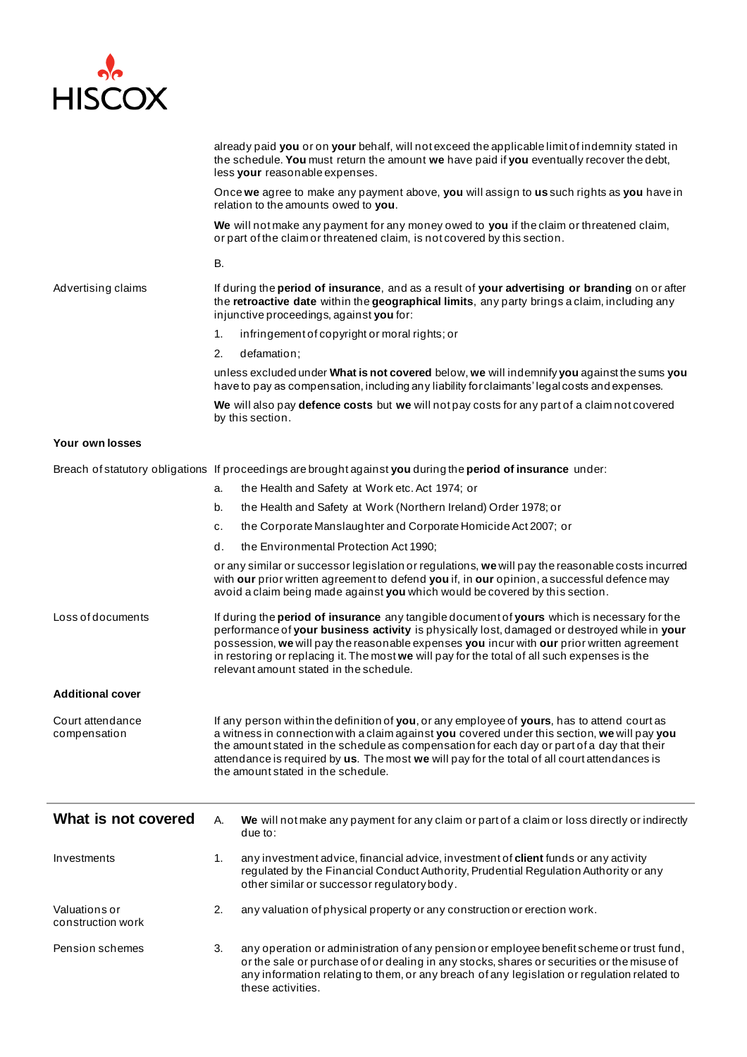already paid **you** or on **your** behalf, will not exceed the applicable limit of indemnity stated in the schedule. **You** must return the amount **we** have paid if **you** eventually recover the debt, less **your** reasonable expenses.

Once **we** agree to make any payment above, **you** will assign to **us** such rights as **you** have in relation to the amounts owed to **you**.

**We** will not make any payment for any money owed to **you** if the claim or threatened claim, or part of the claim or threatened claim, is not covered by this section.

B.

Advertising claims

If during the **period of insurance**, and as a result of **your advertising or branding** on or after the **retroactive date** within the **geographical limits**, any party brings a claim, including any injunctive proceedings, against **you** for:

1. infringement of copyright or moral rights; or
2. defamation;

unless excluded under **What is not covered** below, **we** will indemnify **you** against the sums **you** have to pay as compensation, including any liability for claimants' legal costs and expenses.

**We** will also pay **defence costs** but **we** will not pay costs for any part of a claim not covered by this section.

**Your own losses**

Breach of statutory obligations

If proceedings are brought against **you** during the **period of insurance** under:

a. the Health and Safety at Work etc. Act 1974; or
b. the Health and Safety at Work (Northern Ireland) Order 1978; or
c. the Corporate Manslaughter and Corporate Homicide Act 2007; or
d. the Environmental Protection Act 1990;

or any similar or successor legislation or regulations, **we** will pay the reasonable costs incurred with **our** prior written agreement to defend **you** if, in **our** opinion, a successful defence may avoid a claim being made against **you** which would be covered by this section.

Loss of documents

If during the **period of insurance** any tangible document of **yours** which is necessary for the performance of **your business activity** is physically lost, damaged or destroyed while in **your** possession, **we** will pay the reasonable expenses **you** incur with **our** prior written agreement in restoring or replacing it. The most **we** will pay for the total of all such expenses is the relevant amount stated in the schedule.

**Additional cover**

Court attendance compensation

If any person within the definition of **you**, or any employee of **yours**, has to attend court as a witness in connection with a claim against **you** covered under this section, **we** will pay **you** the amount stated in the schedule as compensation for each day or part of a day that their attendance is required by **us**. The most **we** will pay for the total of all court attendances is the amount stated in the schedule.

## What is not covered

A. **We** will not make any payment for any claim or part of a claim or loss directly or indirectly due to:

Investments

1. any investment advice, financial advice, investment of **client** funds or any activity regulated by the Financial Conduct Authority, Prudential Regulation Authority or any other similar or successor regulatory body.

Valuations or construction work

2. any valuation of physical property or any construction or erection work.

Pension schemes

3. any operation or administration of any pension or employee benefit scheme or trust fund, or the sale or purchase of or dealing in any stocks, shares or securities or the misuse of any information relating to them, or any breach of any legislation or regulation related to these activities.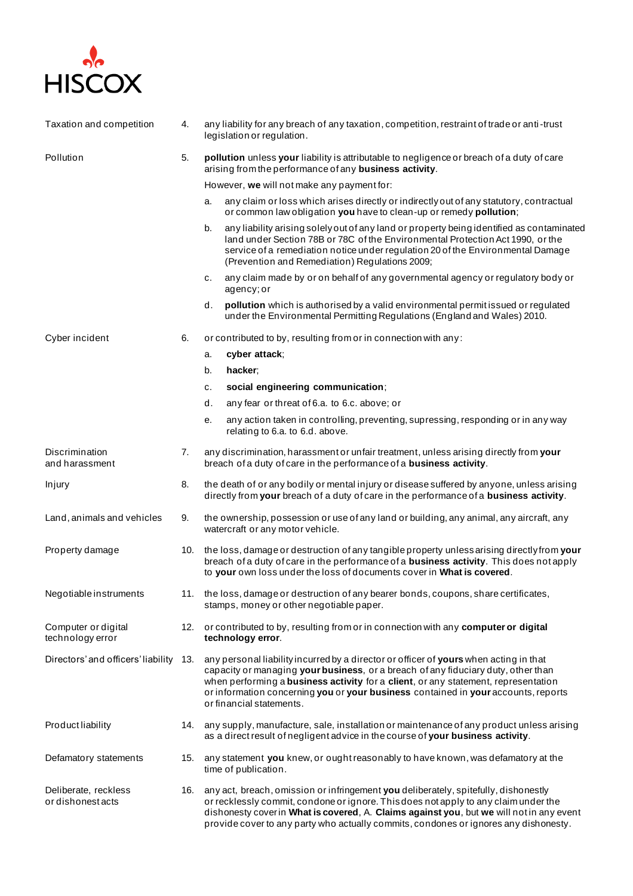| | | |
|---|---|---|
| Taxation and competition | 4. | any liability for any breach of any taxation, competition, restraint of trade or anti-trust legislation or regulation. |
| Pollution | 5. | **pollution** unless **your** liability is attributable to negligence or breach of a duty of care arising from the performance of any **business activity**.<br><br>However, **we** will not make any payment for:<br><br>a. any claim or loss which arises directly or indirectly out of any statutory, contractual or common law obligation **you** have to clean-up or remedy **pollution**;<br><br>b. any liability arising solely out of any land or property being identified as contaminated land under Section 78B or 78C of the Environmental Protection Act 1990, or the service of a remediation notice under regulation 20 of the Environmental Damage (Prevention and Remediation) Regulations 2009;<br><br>c. any claim made by or on behalf of any governmental agency or regulatory body or agency; or<br><br>d. **pollution** which is authorised by a valid environmental permit issued or regulated under the Environmental Permitting Regulations (England and Wales) 2010. |
| Cyber incident | 6. | or contributed to by, resulting from or in connection with any:<br><br>a. **cyber attack**;<br><br>b. **hacker**;<br><br>c. **social engineering communication**;<br><br>d. any fear or threat of 6.a. to 6.c. above; or<br><br>e. any action taken in controlling, preventing, supressing, responding or in any way relating to 6.a. to 6.d. above. |
| Discrimination and harassment | 7. | any discrimination, harassment or unfair treatment, unless arising directly from **your** breach of a duty of care in the performance of a **business activity**. |
| Injury | 8. | the death of or any bodily or mental injury or disease suffered by anyone, unless arising directly from **your** breach of a duty of care in the performance of a **business activity**. |
| Land, animals and vehicles | 9. | the ownership, possession or use of any land or building, any animal, any aircraft, any watercraft or any motor vehicle. |
| Property damage | 10. | the loss, damage or destruction of any tangible property unless arising directly from **your** breach of a duty of care in the performance of a **business activity**. This does not apply to **your** own loss under the loss of documents cover in **What is covered**. |
| Negotiable instruments | 11. | the loss, damage or destruction of any bearer bonds, coupons, share certificates, stamps, money or other negotiable paper. |
| Computer or digital technology error | 12. | or contributed to by, resulting from or in connection with any **computer or digital technology error**. |
| Directors' and officers' liability | 13. | any personal liability incurred by a director or officer of **yours** when acting in that capacity or managing **your business**, or a breach of any fiduciary duty, other than when performing a **business activity** for a **client**, or any statement, representation or information concerning **you** or **your business** contained in **your** accounts, reports or financial statements. |
| Product liability | 14. | any supply, manufacture, sale, installation or maintenance of any product unless arising as a direct result of negligent advice in the course of **your business activity**. |
| Defamatory statements | 15. | any statement **you** knew, or ought reasonably to have known, was defamatory at the time of publication. |
| Deliberate, reckless or dishonest acts | 16. | any act, breach, omission or infringement **you** deliberately, spitefully, dishonestly or recklessly commit, condone or ignore. This does not apply to any claim under the dishonesty cover in **What is covered**, A. **Claims against you**, but **we** will not in any event provide cover to any party who actually commits, condones or ignores any dishonesty. |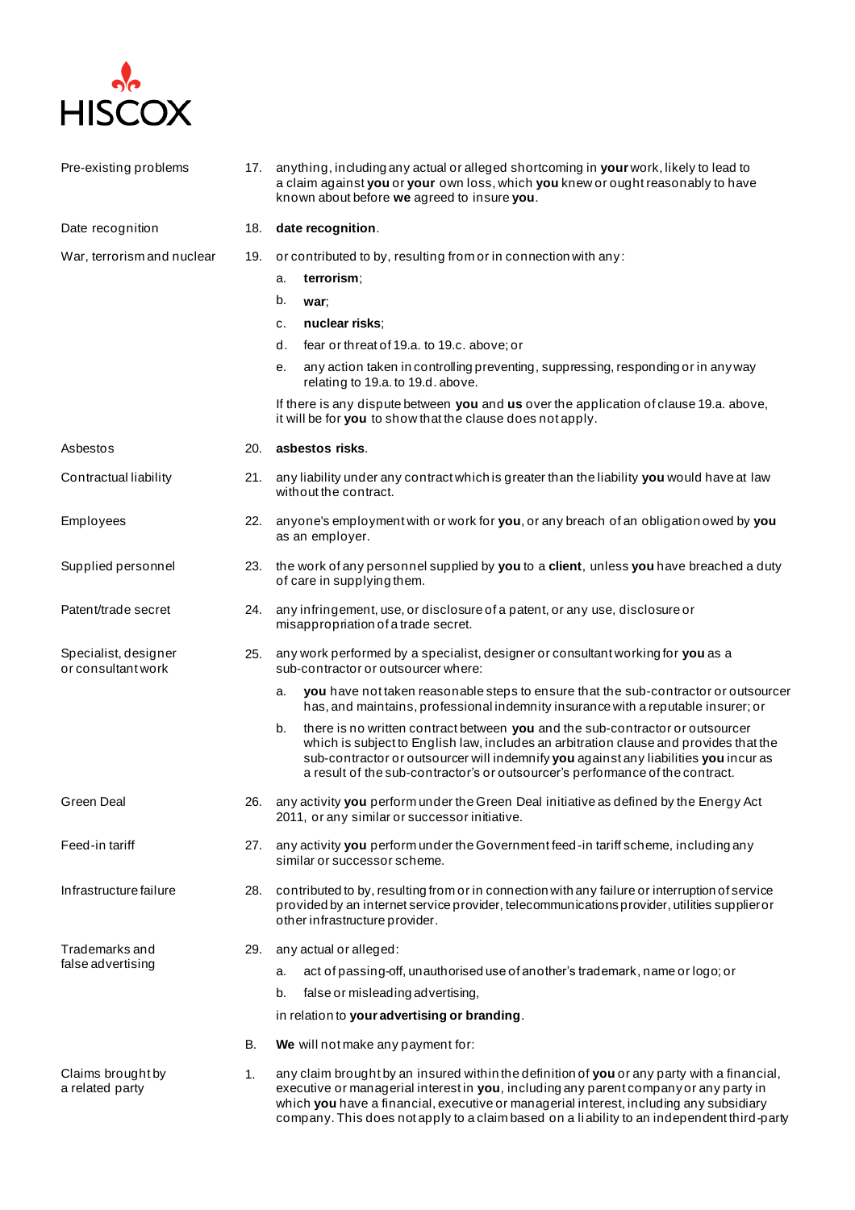| | | |
|---|---|---|
| Pre-existing problems | 17. | anything, including any actual or alleged shortcoming in **your** work, likely to lead to a claim against **you** or **your** own loss, which **you** knew or ought reasonably to have known about before **we** agreed to insure **you**. |
| Date recognition | 18. | **date recognition**. |
| War, terrorism and nuclear | 19. | or contributed to by, resulting from or in connection with any:<br>a. **terrorism**;<br>b. **war**;<br>c. **nuclear risks**;<br>d. fear or threat of 19.a. to 19.c. above; or<br>e. any action taken in controlling preventing, suppressing, responding or in any way relating to 19.a. to 19.d. above.<br>If there is any dispute between **you** and **us** over the application of clause 19.a. above, it will be for **you** to show that the clause does not apply. |
| Asbestos | 20. | **asbestos risks**. |
| Contractual liability | 21. | any liability under any contract which is greater than the liability **you** would have at law without the contract. |
| Employees | 22. | anyone's employment with or work for **you**, or any breach of an obligation owed by **you** as an employer. |
| Supplied personnel | 23. | the work of any personnel supplied by **you** to a **client**, unless **you** have breached a duty of care in supplying them. |
| Patent/trade secret | 24. | any infringement, use, or disclosure of a patent, or any use, disclosure or misappropriation of a trade secret. |
| Specialist, designer or consultant work | 25. | any work performed by a specialist, designer or consultant working for **you** as a sub-contractor or outsourcer where:<br>a. **you** have not taken reasonable steps to ensure that the sub-contractor or outsourcer has, and maintains, professional indemnity insurance with a reputable insurer; or<br>b. there is no written contract between **you** and the sub-contractor or outsourcer which is subject to English law, includes an arbitration clause and provides that the sub-contractor or outsourcer will indemnify **you** against any liabilities **you** incur as a result of the sub-contractor's or outsourcer's performance of the contract. |
| Green Deal | 26. | any activity **you** perform under the Green Deal initiative as defined by the Energy Act 2011, or any similar or successor initiative. |
| Feed-in tariff | 27. | any activity **you** perform under the Government feed-in tariff scheme, including any similar or successor scheme. |
| Infrastructure failure | 28. | contributed to by, resulting from or in connection with any failure or interruption of service provided by an internet service provider, telecommunications provider, utilities supplier or other infrastructure provider. |
| Trademarks and false advertising | 29. | any actual or alleged:<br>a. act of passing-off, unauthorised use of another's trademark, name or logo; or<br>b. false or misleading advertising,<br>in relation to **your advertising or branding**. |
| | B. | **We** will not make any payment for: |
| Claims brought by a related party | 1. | any claim brought by an insured within the definition of **you** or any party with a financial, executive or managerial interest in **you**, including any parent company or any party in which **you** have a financial, executive or managerial interest, including any subsidiary company. This does not apply to a claim based on a liability to an independent third-party |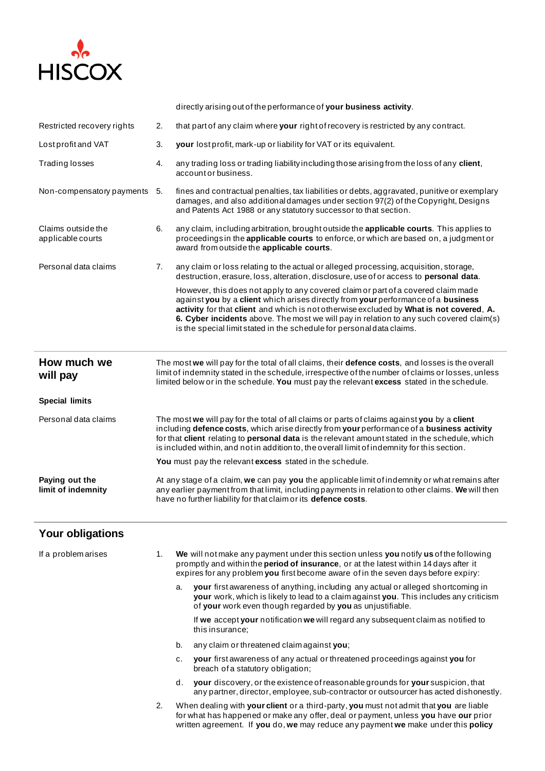directly arising out of the performance of **your business activity**.

Restricted recovery rights

2. that part of any claim where **your** right of recovery is restricted by any contract.

Lost profit and VAT

3. **your** lost profit, mark-up or liability for VAT or its equivalent.

Trading losses

4. any trading loss or trading liability including those arising from the loss of any **client**, account or business.

Non-compensatory payments

5. fines and contractual penalties, tax liabilities or debts, aggravated, punitive or exemplary damages, and also additional damages under section 97(2) of the Copyright, Designs and Patents Act 1988 or any statutory successor to that section.

Claims outside the applicable courts

6. any claim, including arbitration, brought outside the **applicable courts**. This applies to proceedings in the **applicable courts** to enforce, or which are based on, a judgment or award from outside the **applicable courts**.

Personal data claims

7. any claim or loss relating to the actual or alleged processing, acquisition, storage, destruction, erasure, loss, alteration, disclosure, use of or access to **personal data**.

   However, this does not apply to any covered claim or part of a covered claim made against **you** by a **client** which arises directly from **your** performance of a **business activity** for that **client** and which is not otherwise excluded by **What is not covered**, **A. 6. Cyber incidents** above. The most we will pay in relation to any such covered claim(s) is the special limit stated in the schedule for personal data claims.

## How much we will pay

The most **we** will pay for the total of all claims, their **defence costs**, and losses is the overall limit of indemnity stated in the schedule, irrespective of the number of claims or losses, unless limited below or in the schedule. **You** must pay the relevant **excess** stated in the schedule.

**Special limits**

Personal data claims

The most **we** will pay for the total of all claims or parts of claims against **you** by a **client** including **defence costs**, which arise directly from **your** performance of a **business activity** for that **client** relating to **personal data** is the relevant amount stated in the schedule, which is included within, and not in addition to, the overall limit of indemnity for this section.

**You** must pay the relevant **excess** stated in the schedule.

**Paying out the limit of indemnity**

At any stage of a claim, **we** can pay **you** the applicable limit of indemnity or what remains after any earlier payment from that limit, including payments in relation to other claims. **We** will then have no further liability for that claim or its **defence costs**.

## Your obligations

If a problem arises

1. **We** will not make any payment under this section unless **you** notify **us** of the following promptly and within the **period of insurance**, or at the latest within 14 days after it expires for any problem **you** first become aware of in the seven days before expiry:

   a. **your** first awareness of anything, including any actual or alleged shortcoming in **your** work, which is likely to lead to a claim against **you**. This includes any criticism of **your** work even though regarded by **you** as unjustifiable.

      If **we** accept **your** notification **we** will regard any subsequent claim as notified to this insurance;

   b. any claim or threatened claim against **you**;

   c. **your** first awareness of any actual or threatened proceedings against **you** for breach of a statutory obligation;

   d. **your** discovery, or the existence of reasonable grounds for **your** suspicion, that any partner, director, employee, sub-contractor or outsourcer has acted dishonestly.

2. When dealing with **your client** or a third-party, **you** must not admit that **you** are liable for what has happened or make any offer, deal or payment, unless **you** have **our** prior written agreement. If **you** do, **we** may reduce any payment **we** make under this **policy**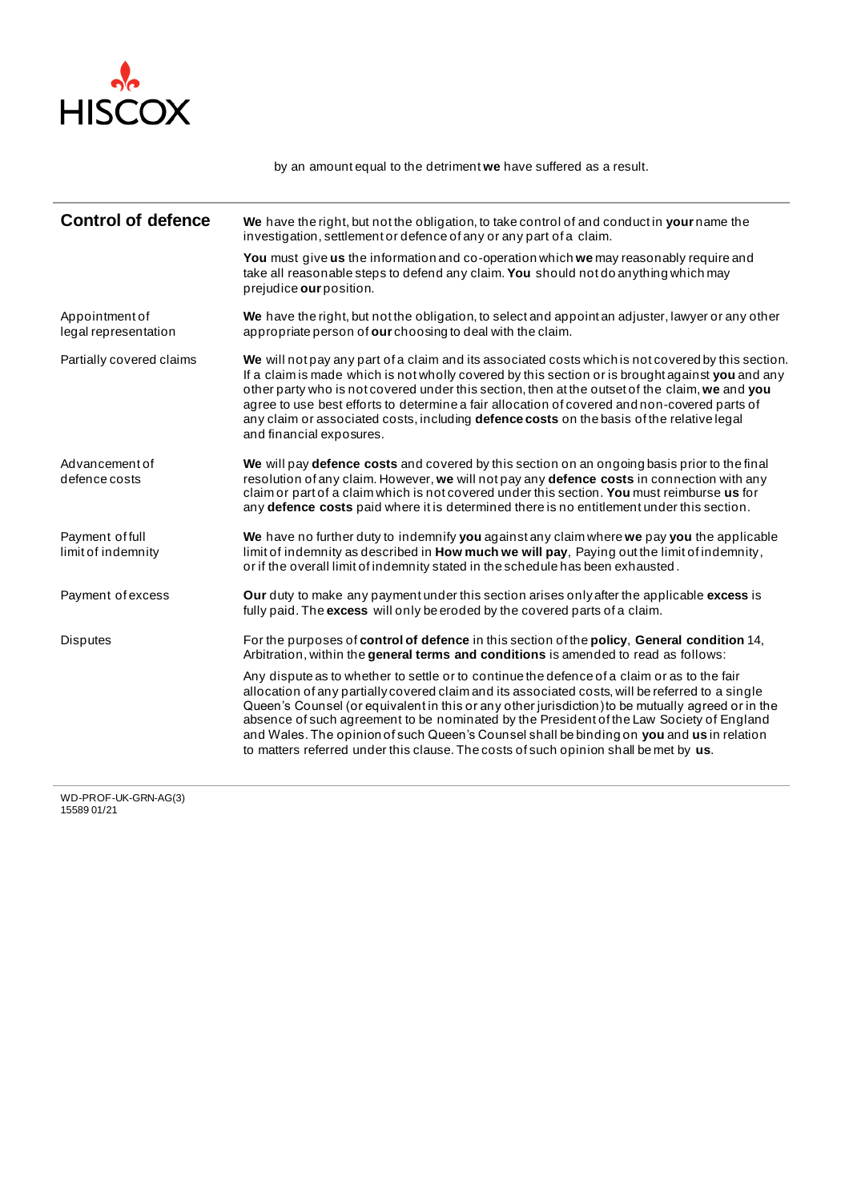by an amount equal to the detriment **we** have suffered as a result.

## Control of defence

**We** have the right, but not the obligation, to take control of and conduct in **your** name the investigation, settlement or defence of any or any part of a claim.

**You** must give **us** the information and co-operation which **we** may reasonably require and take all reasonable steps to defend any claim. **You** should not do anything which may prejudice **our** position.

Appointment of legal representation

**We** have the right, but not the obligation, to select and appoint an adjuster, lawyer or any other appropriate person of **our** choosing to deal with the claim.

Partially covered claims

**We** will not pay any part of a claim and its associated costs which is not covered by this section. If a claim is made which is not wholly covered by this section or is brought against **you** and any other party who is not covered under this section, then at the outset of the claim, **we** and **you** agree to use best efforts to determine a fair allocation of covered and non-covered parts of any claim or associated costs, including **defence costs** on the basis of the relative legal and financial exposures.

Advancement of defence costs

**We** will pay **defence costs** and covered by this section on an ongoing basis prior to the final resolution of any claim. However, **we** will not pay any **defence costs** in connection with any claim or part of a claim which is not covered under this section. **You** must reimburse **us** for any **defence costs** paid where it is determined there is no entitlement under this section.

Payment of full limit of indemnity

**We** have no further duty to indemnify **you** against any claim where **we** pay **you** the applicable limit of indemnity as described in **How much we will pay**, Paying out the limit of indemnity, or if the overall limit of indemnity stated in the schedule has been exhausted.

Payment of excess

**Our** duty to make any payment under this section arises only after the applicable **excess** is fully paid. The **excess** will only be eroded by the covered parts of a claim.

Disputes

For the purposes of **control of defence** in this section of the **policy**, **General condition** 14, Arbitration, within the **general terms and conditions** is amended to read as follows:

Any dispute as to whether to settle or to continue the defence of a claim or as to the fair allocation of any partially covered claim and its associated costs, will be referred to a single Queen's Counsel (or equivalent in this or any other jurisdiction) to be mutually agreed or in the absence of such agreement to be nominated by the President of the Law Society of England and Wales. The opinion of such Queen's Counsel shall be binding on **you** and **us** in relation to matters referred under this clause. The costs of such opinion shall be met by **us**.

WD-PROF-UK-GRN-AG(3)
15589 01/21